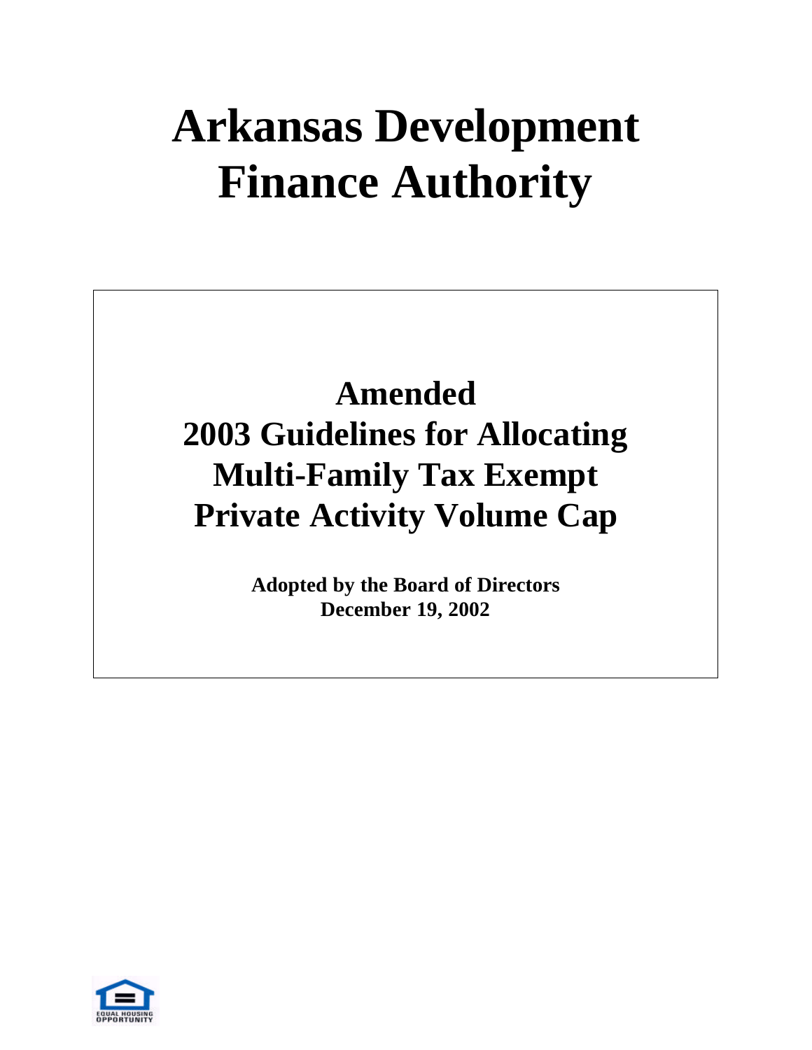# Arkansas Development Finance Authority

## Amended
## 2003 Guidelines for Allocating Multi-Family Tax Exempt Private Activity Volume Cap

**Adopted by the Board of Directors**
**December 19, 2002**

EQUAL HOUSING OPPORTUNITY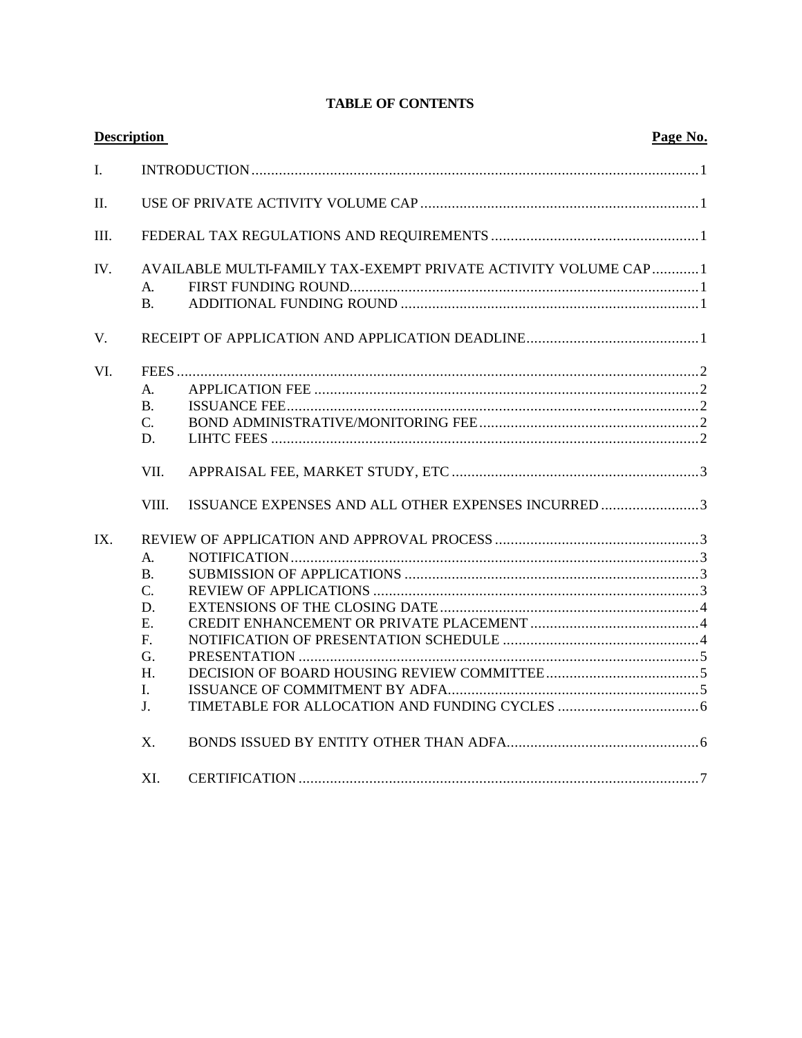# TABLE OF CONTENTS

| Description | | | Page No. |
|---|---|---|---|
| I. | INTRODUCTION | | 1 |
| II. | USE OF PRIVATE ACTIVITY VOLUME CAP | | 1 |
| III. | FEDERAL TAX REGULATIONS AND REQUIREMENTS | | 1 |
| IV. | AVAILABLE MULTI-FAMILY TAX-EXEMPT PRIVATE ACTIVITY VOLUME CAP | | 1 |
| | A. | FIRST FUNDING ROUND | 1 |
| | B. | ADDITIONAL FUNDING ROUND | 1 |
| V. | RECEIPT OF APPLICATION AND APPLICATION DEADLINE | | 1 |
| VI. | FEES | | 2 |
| | A. | APPLICATION FEE | 2 |
| | B. | ISSUANCE FEE | 2 |
| | C. | BOND ADMINISTRATIVE/MONITORING FEE | 2 |
| | D. | LIHTC FEES | 2 |
| | VII. | APPRAISAL FEE, MARKET STUDY, ETC | 3 |
| | VIII. | ISSUANCE EXPENSES AND ALL OTHER EXPENSES INCURRED | 3 |
| IX. | REVIEW OF APPLICATION AND APPROVAL PROCESS | | 3 |
| | A. | NOTIFICATION | 3 |
| | B. | SUBMISSION OF APPLICATIONS | 3 |
| | C. | REVIEW OF APPLICATIONS | 3 |
| | D. | EXTENSIONS OF THE CLOSING DATE | 4 |
| | E. | CREDIT ENHANCEMENT OR PRIVATE PLACEMENT | 4 |
| | F. | NOTIFICATION OF PRESENTATION SCHEDULE | 4 |
| | G. | PRESENTATION | 5 |
| | H. | DECISION OF BOARD HOUSING REVIEW COMMITTEE | 5 |
| | I. | ISSUANCE OF COMMITMENT BY ADFA | 5 |
| | J. | TIMETABLE FOR ALLOCATION AND FUNDING CYCLES | 6 |
| | X. | BONDS ISSUED BY ENTITY OTHER THAN ADFA | 6 |
| | XI. | CERTIFICATION | 7 |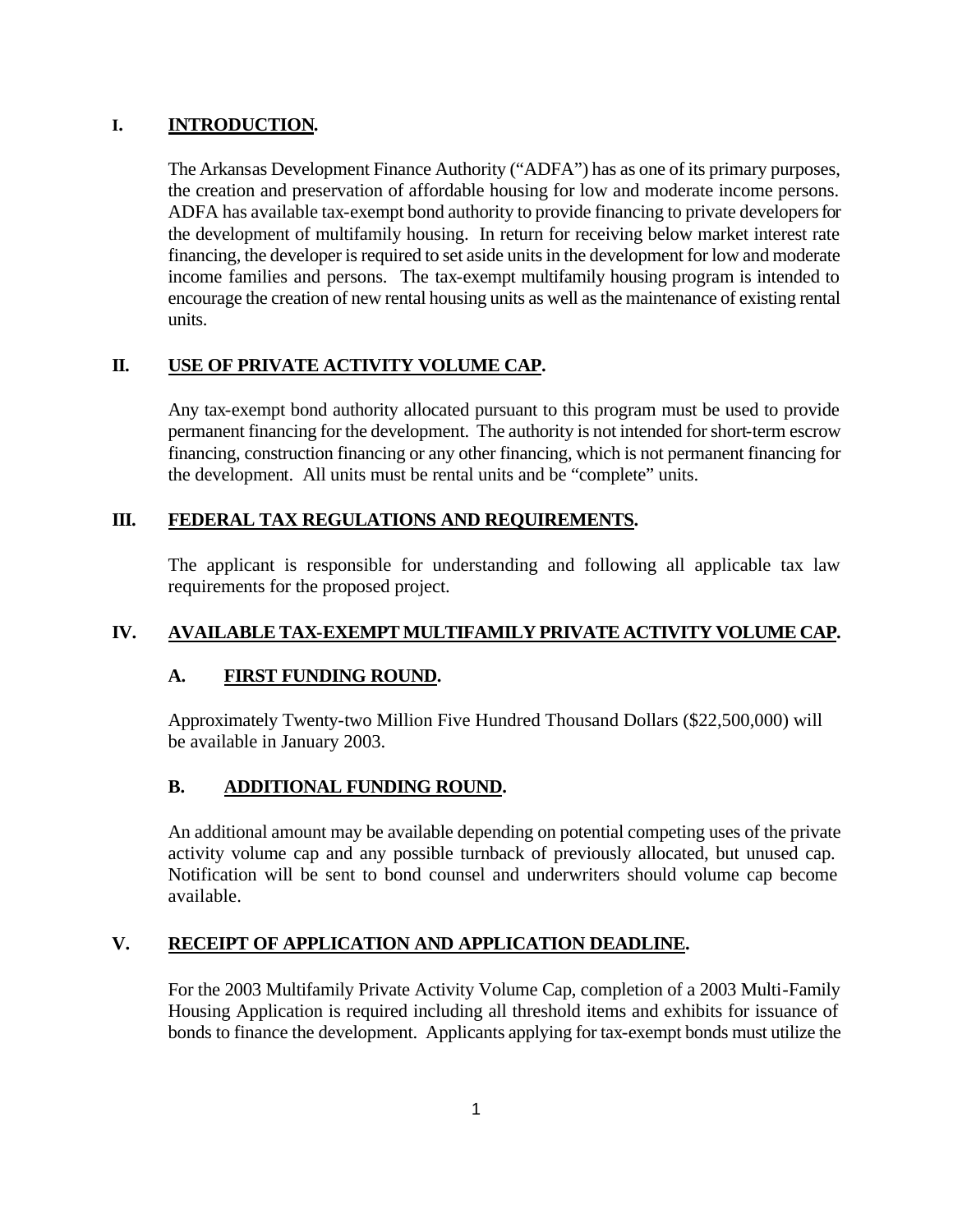## I. INTRODUCTION.

The Arkansas Development Finance Authority ("ADFA") has as one of its primary purposes, the creation and preservation of affordable housing for low and moderate income persons. ADFA has available tax-exempt bond authority to provide financing to private developers for the development of multifamily housing. In return for receiving below market interest rate financing, the developer is required to set aside units in the development for low and moderate income families and persons. The tax-exempt multifamily housing program is intended to encourage the creation of new rental housing units as well as the maintenance of existing rental units.

## II. USE OF PRIVATE ACTIVITY VOLUME CAP.

Any tax-exempt bond authority allocated pursuant to this program must be used to provide permanent financing for the development. The authority is not intended for short-term escrow financing, construction financing or any other financing, which is not permanent financing for the development. All units must be rental units and be "complete" units.

## III. FEDERAL TAX REGULATIONS AND REQUIREMENTS.

The applicant is responsible for understanding and following all applicable tax law requirements for the proposed project.

## IV. AVAILABLE TAX-EXEMPT MULTIFAMILY PRIVATE ACTIVITY VOLUME CAP.

### A. FIRST FUNDING ROUND.

Approximately Twenty-two Million Five Hundred Thousand Dollars ($22,500,000) will be available in January 2003.

### B. ADDITIONAL FUNDING ROUND.

An additional amount may be available depending on potential competing uses of the private activity volume cap and any possible turnback of previously allocated, but unused cap. Notification will be sent to bond counsel and underwriters should volume cap become available.

## V. RECEIPT OF APPLICATION AND APPLICATION DEADLINE.

For the 2003 Multifamily Private Activity Volume Cap, completion of a 2003 Multi-Family Housing Application is required including all threshold items and exhibits for issuance of bonds to finance the development. Applicants applying for tax-exempt bonds must utilize the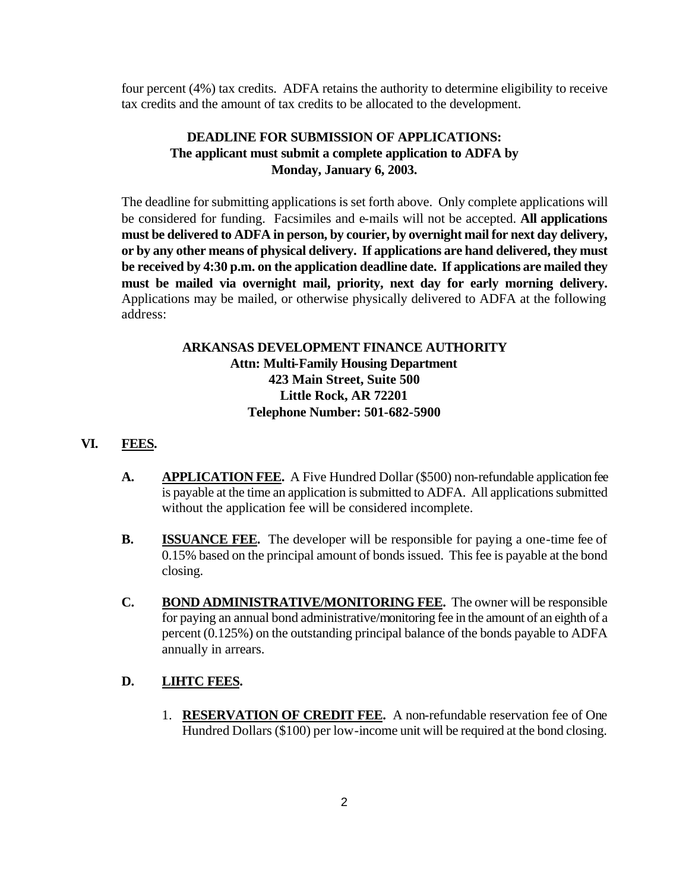four percent (4%) tax credits. ADFA retains the authority to determine eligibility to receive tax credits and the amount of tax credits to be allocated to the development.

**DEADLINE FOR SUBMISSION OF APPLICATIONS:**
**The applicant must submit a complete application to ADFA by Monday, January 6, 2003.**

The deadline for submitting applications is set forth above. Only complete applications will be considered for funding. Facsimiles and e-mails will not be accepted. **All applications must be delivered to ADFA in person, by courier, by overnight mail for next day delivery, or by any other means of physical delivery. If applications are hand delivered, they must be received by 4:30 p.m. on the application deadline date. If applications are mailed they must be mailed via overnight mail, priority, next day for early morning delivery.** Applications may be mailed, or otherwise physically delivered to ADFA at the following address:

**ARKANSAS DEVELOPMENT FINANCE AUTHORITY**
**Attn: Multi-Family Housing Department**
**423 Main Street, Suite 500**
**Little Rock, AR 72201**
**Telephone Number: 501-682-5900**

## VI. FEES.

**A. APPLICATION FEE.** A Five Hundred Dollar ($500) non-refundable application fee is payable at the time an application is submitted to ADFA. All applications submitted without the application fee will be considered incomplete.

**B. ISSUANCE FEE.** The developer will be responsible for paying a one-time fee of 0.15% based on the principal amount of bonds issued. This fee is payable at the bond closing.

**C. BOND ADMINISTRATIVE/MONITORING FEE.** The owner will be responsible for paying an annual bond administrative/monitoring fee in the amount of an eighth of a percent (0.125%) on the outstanding principal balance of the bonds payable to ADFA annually in arrears.

**D. LIHTC FEES.**

1. **RESERVATION OF CREDIT FEE.** A non-refundable reservation fee of One Hundred Dollars ($100) per low-income unit will be required at the bond closing.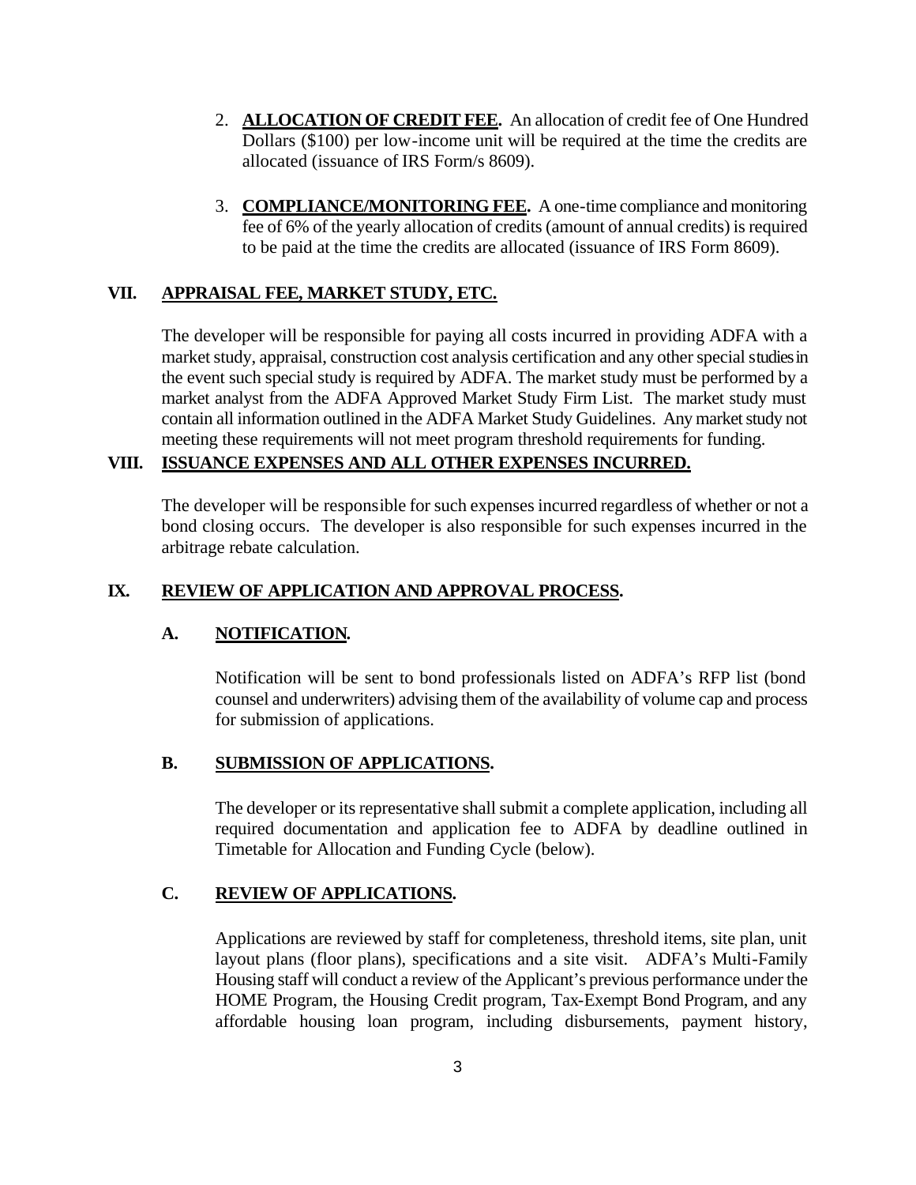2. **ALLOCATION OF CREDIT FEE.** An allocation of credit fee of One Hundred Dollars ($100) per low-income unit will be required at the time the credits are allocated (issuance of IRS Form/s 8609).

3. **COMPLIANCE/MONITORING FEE.** A one-time compliance and monitoring fee of 6% of the yearly allocation of credits (amount of annual credits) is required to be paid at the time the credits are allocated (issuance of IRS Form 8609).

## VII. APPRAISAL FEE, MARKET STUDY, ETC.

The developer will be responsible for paying all costs incurred in providing ADFA with a market study, appraisal, construction cost analysis certification and any other special studies in the event such special study is required by ADFA. The market study must be performed by a market analyst from the ADFA Approved Market Study Firm List. The market study must contain all information outlined in the ADFA Market Study Guidelines. Any market study not meeting these requirements will not meet program threshold requirements for funding.

## VIII. ISSUANCE EXPENSES AND ALL OTHER EXPENSES INCURRED.

The developer will be responsible for such expenses incurred regardless of whether or not a bond closing occurs. The developer is also responsible for such expenses incurred in the arbitrage rebate calculation.

## IX. REVIEW OF APPLICATION AND APPROVAL PROCESS.

### A. NOTIFICATION.

Notification will be sent to bond professionals listed on ADFA's RFP list (bond counsel and underwriters) advising them of the availability of volume cap and process for submission of applications.

### B. SUBMISSION OF APPLICATIONS.

The developer or its representative shall submit a complete application, including all required documentation and application fee to ADFA by deadline outlined in Timetable for Allocation and Funding Cycle (below).

### C. REVIEW OF APPLICATIONS.

Applications are reviewed by staff for completeness, threshold items, site plan, unit layout plans (floor plans), specifications and a site visit. ADFA's Multi-Family Housing staff will conduct a review of the Applicant's previous performance under the HOME Program, the Housing Credit program, Tax-Exempt Bond Program, and any affordable housing loan program, including disbursements, payment history,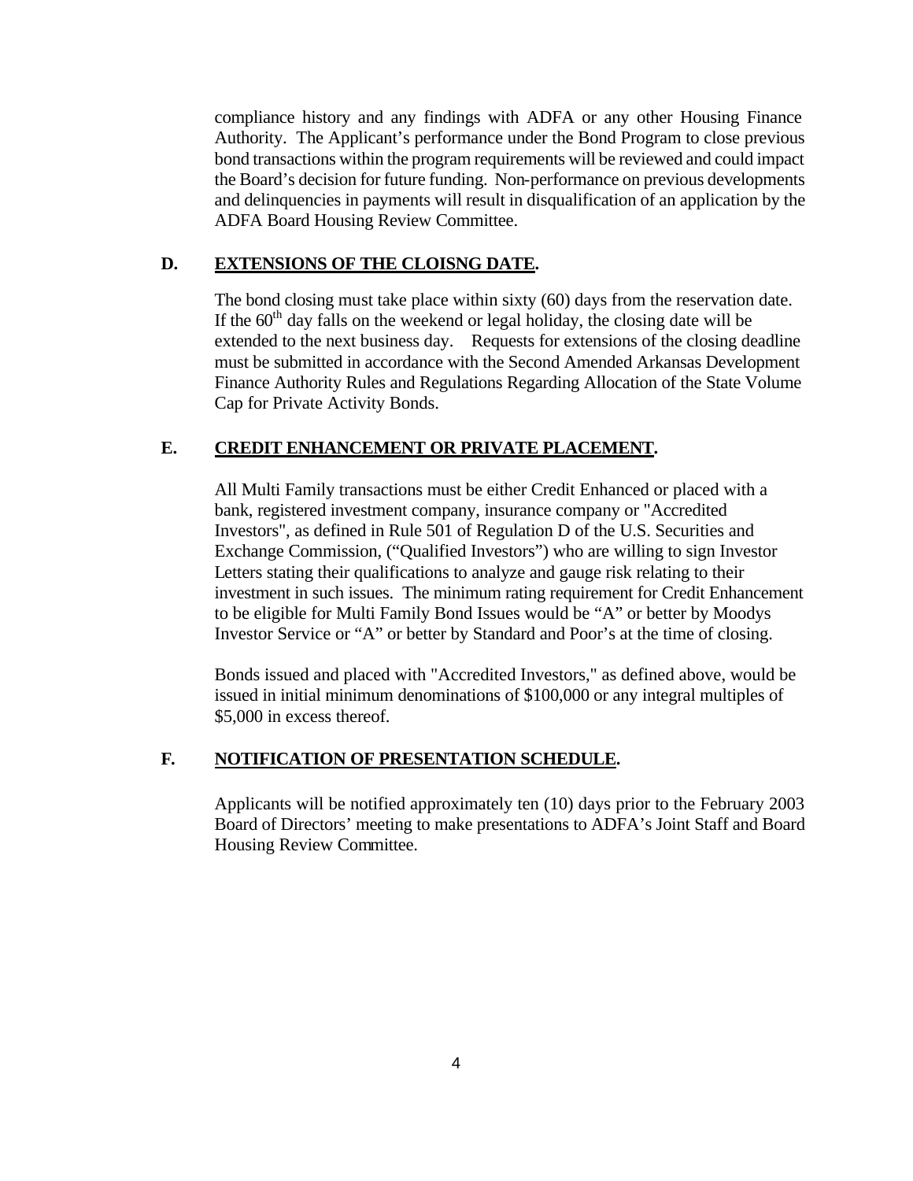compliance history and any findings with ADFA or any other Housing Finance Authority. The Applicant's performance under the Bond Program to close previous bond transactions within the program requirements will be reviewed and could impact the Board's decision for future funding. Non-performance on previous developments and delinquencies in payments will result in disqualification of an application by the ADFA Board Housing Review Committee.

### D. EXTENSIONS OF THE CLOISNG DATE.

The bond closing must take place within sixty (60) days from the reservation date. If the 60th day falls on the weekend or legal holiday, the closing date will be extended to the next business day. Requests for extensions of the closing deadline must be submitted in accordance with the Second Amended Arkansas Development Finance Authority Rules and Regulations Regarding Allocation of the State Volume Cap for Private Activity Bonds.

### E. CREDIT ENHANCEMENT OR PRIVATE PLACEMENT.

All Multi Family transactions must be either Credit Enhanced or placed with a bank, registered investment company, insurance company or "Accredited Investors", as defined in Rule 501 of Regulation D of the U.S. Securities and Exchange Commission, ("Qualified Investors") who are willing to sign Investor Letters stating their qualifications to analyze and gauge risk relating to their investment in such issues. The minimum rating requirement for Credit Enhancement to be eligible for Multi Family Bond Issues would be "A" or better by Moodys Investor Service or "A" or better by Standard and Poor's at the time of closing.

Bonds issued and placed with "Accredited Investors," as defined above, would be issued in initial minimum denominations of $100,000 or any integral multiples of $5,000 in excess thereof.

### F. NOTIFICATION OF PRESENTATION SCHEDULE.

Applicants will be notified approximately ten (10) days prior to the February 2003 Board of Directors' meeting to make presentations to ADFA's Joint Staff and Board Housing Review Committee.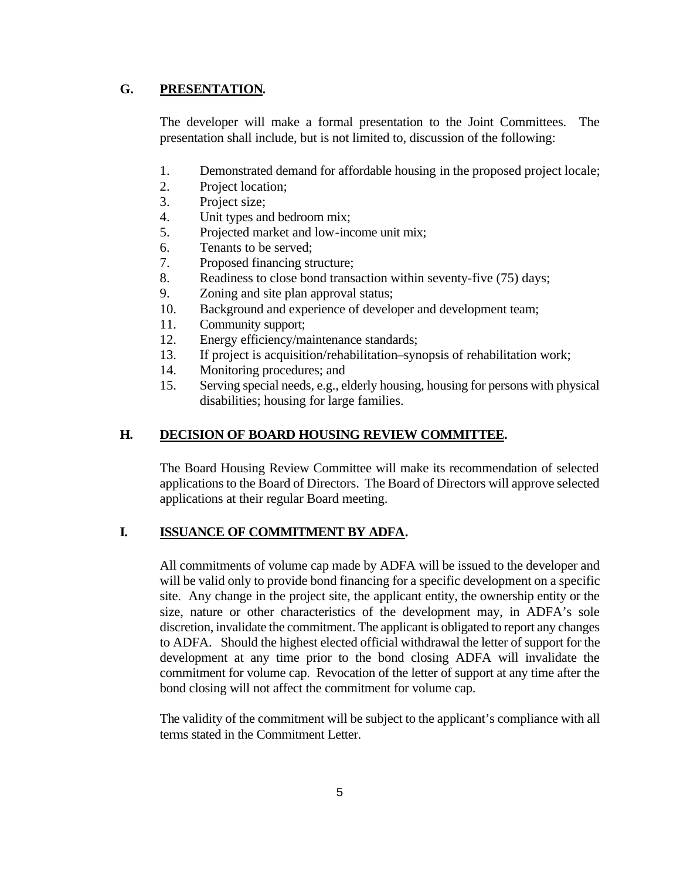## G. PRESENTATION.

The developer will make a formal presentation to the Joint Committees. The presentation shall include, but is not limited to, discussion of the following:

1. Demonstrated demand for affordable housing in the proposed project locale;
2. Project location;
3. Project size;
4. Unit types and bedroom mix;
5. Projected market and low-income unit mix;
6. Tenants to be served;
7. Proposed financing structure;
8. Readiness to close bond transaction within seventy-five (75) days;
9. Zoning and site plan approval status;
10. Background and experience of developer and development team;
11. Community support;
12. Energy efficiency/maintenance standards;
13. If project is acquisition/rehabilitation–synopsis of rehabilitation work;
14. Monitoring procedures; and
15. Serving special needs, e.g., elderly housing, housing for persons with physical disabilities; housing for large families.

## H. DECISION OF BOARD HOUSING REVIEW COMMITTEE.

The Board Housing Review Committee will make its recommendation of selected applications to the Board of Directors. The Board of Directors will approve selected applications at their regular Board meeting.

## I. ISSUANCE OF COMMITMENT BY ADFA.

All commitments of volume cap made by ADFA will be issued to the developer and will be valid only to provide bond financing for a specific development on a specific site. Any change in the project site, the applicant entity, the ownership entity or the size, nature or other characteristics of the development may, in ADFA's sole discretion, invalidate the commitment. The applicant is obligated to report any changes to ADFA. Should the highest elected official withdrawal the letter of support for the development at any time prior to the bond closing ADFA will invalidate the commitment for volume cap. Revocation of the letter of support at any time after the bond closing will not affect the commitment for volume cap.

The validity of the commitment will be subject to the applicant's compliance with all terms stated in the Commitment Letter.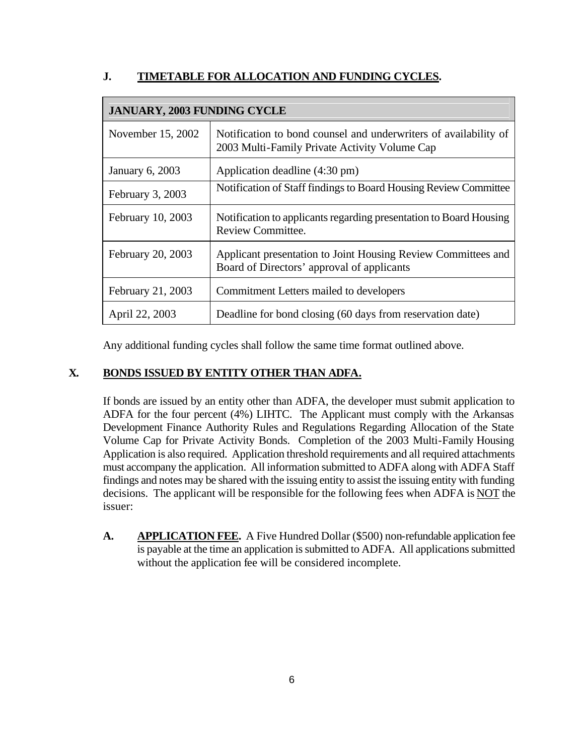**J. TIMETABLE FOR ALLOCATION AND FUNDING CYCLES.**

| JANUARY, 2003 FUNDING CYCLE | |
|---|---|
| November 15, 2002 | Notification to bond counsel and underwriters of availability of 2003 Multi-Family Private Activity Volume Cap |
| January 6, 2003 | Application deadline (4:30 pm) |
| February 3, 2003 | Notification of Staff findings to Board Housing Review Committee |
| February 10, 2003 | Notification to applicants regarding presentation to Board Housing Review Committee. |
| February 20, 2003 | Applicant presentation to Joint Housing Review Committees and Board of Directors' approval of applicants |
| February 21, 2003 | Commitment Letters mailed to developers |
| April 22, 2003 | Deadline for bond closing (60 days from reservation date) |

Any additional funding cycles shall follow the same time format outlined above.

## X. BONDS ISSUED BY ENTITY OTHER THAN ADFA.

If bonds are issued by an entity other than ADFA, the developer must submit application to ADFA for the four percent (4%) LIHTC. The Applicant must comply with the Arkansas Development Finance Authority Rules and Regulations Regarding Allocation of the State Volume Cap for Private Activity Bonds. Completion of the 2003 Multi-Family Housing Application is also required. Application threshold requirements and all required attachments must accompany the application. All information submitted to ADFA along with ADFA Staff findings and notes may be shared with the issuing entity to assist the issuing entity with funding decisions. The applicant will be responsible for the following fees when ADFA is NOT the issuer:

**A. APPLICATION FEE.** A Five Hundred Dollar ($500) non-refundable application fee is payable at the time an application is submitted to ADFA. All applications submitted without the application fee will be considered incomplete.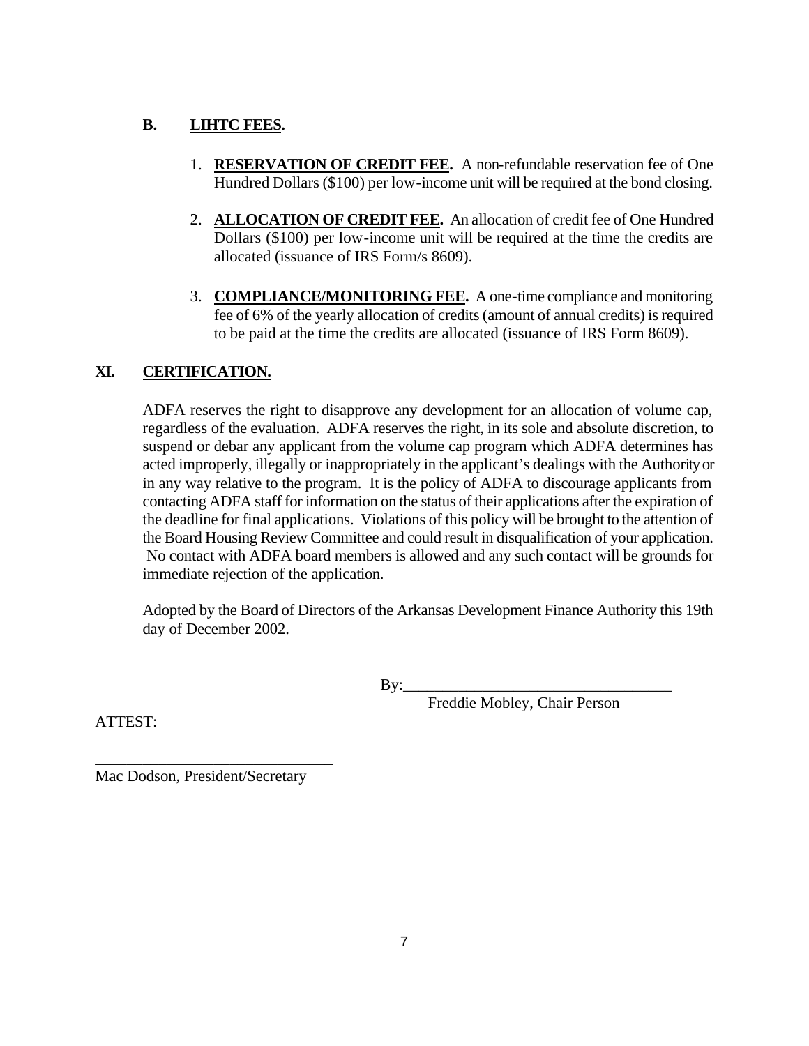### B. LIHTC FEES.

1. **RESERVATION OF CREDIT FEE.** A non-refundable reservation fee of One Hundred Dollars ($100) per low-income unit will be required at the bond closing.

2. **ALLOCATION OF CREDIT FEE.** An allocation of credit fee of One Hundred Dollars ($100) per low-income unit will be required at the time the credits are allocated (issuance of IRS Form/s 8609).

3. **COMPLIANCE/MONITORING FEE.** A one-time compliance and monitoring fee of 6% of the yearly allocation of credits (amount of annual credits) is required to be paid at the time the credits are allocated (issuance of IRS Form 8609).

## XI. CERTIFICATION.

ADFA reserves the right to disapprove any development for an allocation of volume cap, regardless of the evaluation. ADFA reserves the right, in its sole and absolute discretion, to suspend or debar any applicant from the volume cap program which ADFA determines has acted improperly, illegally or inappropriately in the applicant's dealings with the Authority or in any way relative to the program. It is the policy of ADFA to discourage applicants from contacting ADFA staff for information on the status of their applications after the expiration of the deadline for final applications. Violations of this policy will be brought to the attention of the Board Housing Review Committee and could result in disqualification of your application. No contact with ADFA board members is allowed and any such contact will be grounds for immediate rejection of the application.

Adopted by the Board of Directors of the Arkansas Development Finance Authority this 19th day of December 2002.

By:\_\_\_\_\_\_\_\_\_\_\_\_\_\_\_\_\_\_\_\_\_\_\_\_\_\_\_\_\_\_\_\_\_\_
Freddie Mobley, Chair Person

ATTEST:

\_\_\_\_\_\_\_\_\_\_\_\_\_\_\_\_\_\_\_\_\_\_\_\_\_\_\_\_\_\_
Mac Dodson, President/Secretary